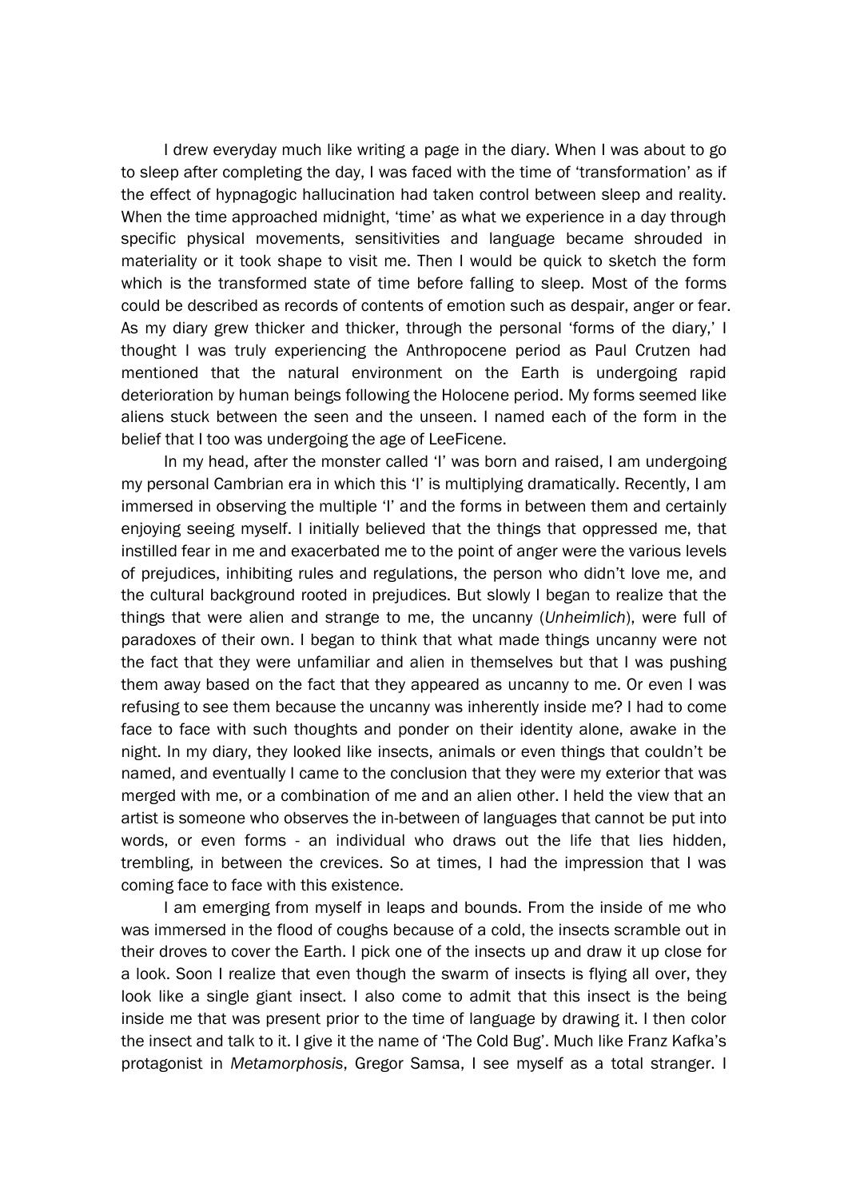I drew everyday much like writing a page in the diary. When I was about to go to sleep after completing the day, I was faced with the time of 'transformation' as if the effect of hypnagogic hallucination had taken control between sleep and reality. When the time approached midnight, 'time' as what we experience in a day through specific physical movements, sensitivities and language became shrouded in materiality or it took shape to visit me. Then I would be quick to sketch the form which is the transformed state of time before falling to sleep. Most of the forms could be described as records of contents of emotion such as despair, anger or fear. As my diary grew thicker and thicker, through the personal 'forms of the diary,' I thought I was truly experiencing the Anthropocene period as Paul Crutzen had mentioned that the natural environment on the Earth is undergoing rapid deterioration by human beings following the Holocene period. My forms seemed like aliens stuck between the seen and the unseen. I named each of the form in the belief that I too was undergoing the age of LeeFicene.

In my head, after the monster called 'I' was born and raised, I am undergoing my personal Cambrian era in which this 'I' is multiplying dramatically. Recently, I am immersed in observing the multiple 'I' and the forms in between them and certainly enjoying seeing myself. I initially believed that the things that oppressed me, that instilled fear in me and exacerbated me to the point of anger were the various levels of prejudices, inhibiting rules and regulations, the person who didn't love me, and the cultural background rooted in prejudices. But slowly I began to realize that the things that were alien and strange to me, the uncanny (*Unheimlich*), were full of paradoxes of their own. I began to think that what made things uncanny were not the fact that they were unfamiliar and alien in themselves but that I was pushing them away based on the fact that they appeared as uncanny to me. Or even I was refusing to see them because the uncanny was inherently inside me? I had to come face to face with such thoughts and ponder on their identity alone, awake in the night. In my diary, they looked like insects, animals or even things that couldn't be named, and eventually I came to the conclusion that they were my exterior that was merged with me, or a combination of me and an alien other. I held the view that an artist is someone who observes the in-between of languages that cannot be put into words, or even forms - an individual who draws out the life that lies hidden, trembling, in between the crevices. So at times, I had the impression that I was coming face to face with this existence.

I am emerging from myself in leaps and bounds. From the inside of me who was immersed in the flood of coughs because of a cold, the insects scramble out in their droves to cover the Earth. I pick one of the insects up and draw it up close for a look. Soon I realize that even though the swarm of insects is flying all over, they look like a single giant insect. I also come to admit that this insect is the being inside me that was present prior to the time of language by drawing it. I then color the insect and talk to it. I give it the name of 'The Cold Bug'. Much like Franz Kafka's protagonist in *Metamorphosis*, Gregor Samsa, I see myself as a total stranger. I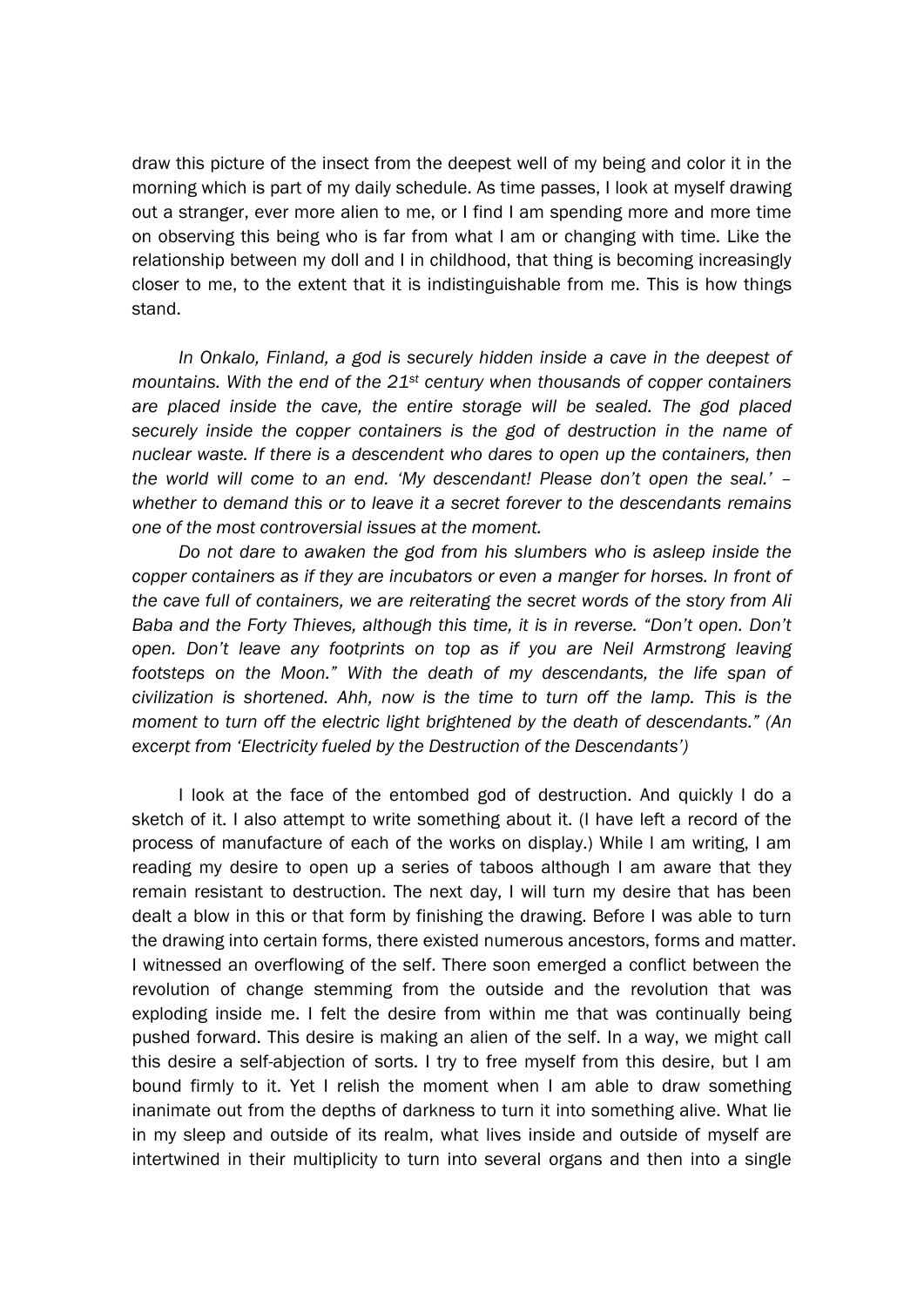draw this picture of the insect from the deepest well of my being and color it in the morning which is part of my daily schedule. As time passes, I look at myself drawing out a stranger, ever more alien to me, or I find I am spending more and more time on observing this being who is far from what I am or changing with time. Like the relationship between my doll and I in childhood, that thing is becoming increasingly closer to me, to the extent that it is indistinguishable from me. This is how things stand.

*In Onkalo, Finland, a god is securely hidden inside a cave in the deepest of mountains. With the end of the 21st century when thousands of copper containers are placed inside the cave, the entire storage will be sealed. The god placed securely inside the copper containers is the god of destruction in the name of nuclear waste. If there is a descendent who dares to open up the containers, then the world will come to an end. 'My descendant! Please don't open the seal.' – whether to demand this or to leave it a secret forever to the descendants remains one of the most controversial issues at the moment.*

*Do not dare to awaken the god from his slumbers who is asleep inside the copper containers as if they are incubators or even a manger for horses. In front of the cave full of containers, we are reiterating the secret words of the story from Ali Baba and the Forty Thieves, although this time, it is in reverse. "Don't open. Don't open. Don't leave any footprints on top as if you are Neil Armstrong leaving footsteps on the Moon." With the death of my descendants, the life span of civilization is shortened. Ahh, now is the time to turn off the lamp. This is the moment to turn off the electric light brightened by the death of descendants." (An excerpt from 'Electricity fueled by the Destruction of the Descendants')*

I look at the face of the entombed god of destruction. And quickly I do a sketch of it. I also attempt to write something about it. (I have left a record of the process of manufacture of each of the works on display.) While I am writing, I am reading my desire to open up a series of taboos although I am aware that they remain resistant to destruction. The next day, I will turn my desire that has been dealt a blow in this or that form by finishing the drawing. Before I was able to turn the drawing into certain forms, there existed numerous ancestors, forms and matter. I witnessed an overflowing of the self. There soon emerged a conflict between the revolution of change stemming from the outside and the revolution that was exploding inside me. I felt the desire from within me that was continually being pushed forward. This desire is making an alien of the self. In a way, we might call this desire a self-abjection of sorts. I try to free myself from this desire, but I am bound firmly to it. Yet I relish the moment when I am able to draw something inanimate out from the depths of darkness to turn it into something alive. What lie in my sleep and outside of its realm, what lives inside and outside of myself are intertwined in their multiplicity to turn into several organs and then into a single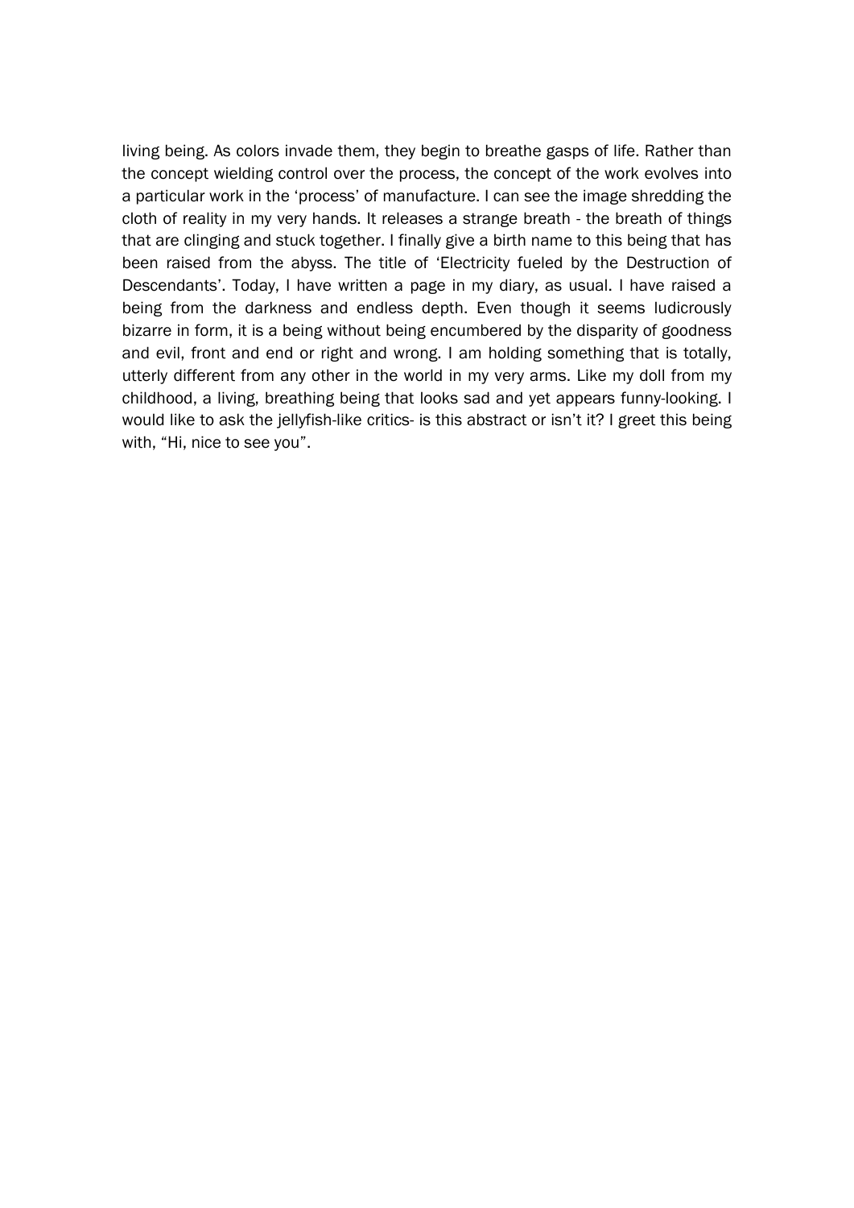living being. As colors invade them, they begin to breathe gasps of life. Rather than the concept wielding control over the process, the concept of the work evolves into a particular work in the 'process' of manufacture. I can see the image shredding the cloth of reality in my very hands. It releases a strange breath - the breath of things that are clinging and stuck together. I finally give a birth name to this being that has been raised from the abyss. The title of 'Electricity fueled by the Destruction of Descendants'. Today, I have written a page in my diary, as usual. I have raised a being from the darkness and endless depth. Even though it seems ludicrously bizarre in form, it is a being without being encumbered by the disparity of goodness and evil, front and end or right and wrong. I am holding something that is totally, utterly different from any other in the world in my very arms. Like my doll from my childhood, a living, breathing being that looks sad and yet appears funny-looking. I would like to ask the jellyfish-like critics- is this abstract or isn't it? I greet this being with, "Hi, nice to see you".